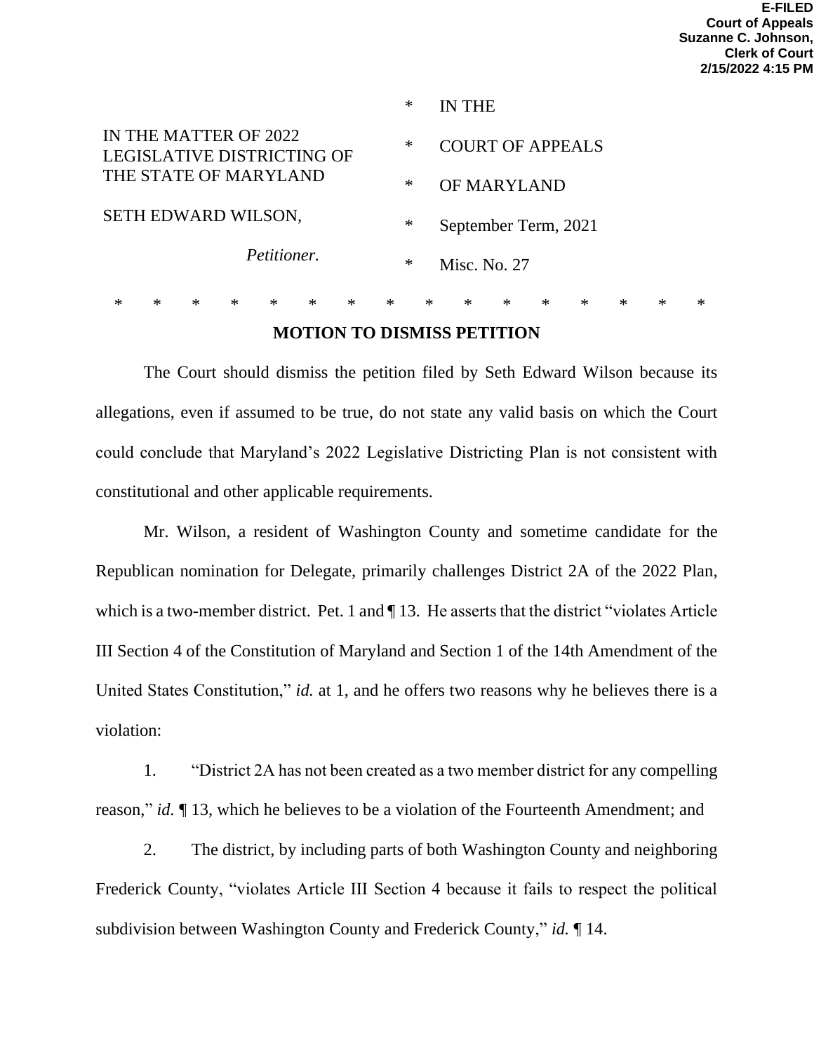**E-FILED**
**Court of Appeals**
**Suzanne C. Johnson,**
**Clerk of Court**
**2/15/2022 4:15 PM**

| | | |
|---|---|---|
| | * | IN THE |
| IN THE MATTER OF 2022 LEGISLATIVE DISTRICTING OF THE STATE OF MARYLAND | * | COURT OF APPEALS |
| | * | OF MARYLAND |
| SETH EDWARD WILSON, | * | September Term, 2021 |
| *Petitioner.* | * | Misc. No. 27 |

\* \* \* \* \* \* \* \* \* \* \* \* \* \* \* \*

## MOTION TO DISMISS PETITION

The Court should dismiss the petition filed by Seth Edward Wilson because its allegations, even if assumed to be true, do not state any valid basis on which the Court could conclude that Maryland's 2022 Legislative Districting Plan is not consistent with constitutional and other applicable requirements.

Mr. Wilson, a resident of Washington County and sometime candidate for the Republican nomination for Delegate, primarily challenges District 2A of the 2022 Plan, which is a two-member district. Pet. 1 and ¶ 13. He asserts that the district "violates Article III Section 4 of the Constitution of Maryland and Section 1 of the 14th Amendment of the United States Constitution," *id.* at 1, and he offers two reasons why he believes there is a violation:

1. "District 2A has not been created as a two member district for any compelling reason," *id.* ¶ 13, which he believes to be a violation of the Fourteenth Amendment; and

2. The district, by including parts of both Washington County and neighboring Frederick County, "violates Article III Section 4 because it fails to respect the political subdivision between Washington County and Frederick County," *id.* ¶ 14.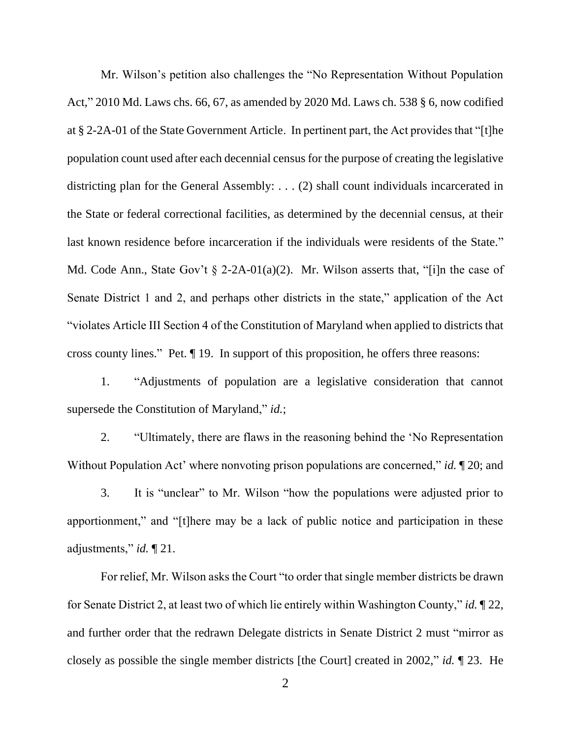Mr. Wilson's petition also challenges the "No Representation Without Population Act," 2010 Md. Laws chs. 66, 67, as amended by 2020 Md. Laws ch. 538 § 6, now codified at § 2-2A-01 of the State Government Article. In pertinent part, the Act provides that "[t]he population count used after each decennial census for the purpose of creating the legislative districting plan for the General Assembly: . . . (2) shall count individuals incarcerated in the State or federal correctional facilities, as determined by the decennial census, at their last known residence before incarceration if the individuals were residents of the State." Md. Code Ann., State Gov't § 2-2A-01(a)(2). Mr. Wilson asserts that, "[i]n the case of Senate District 1 and 2, and perhaps other districts in the state," application of the Act "violates Article III Section 4 of the Constitution of Maryland when applied to districts that cross county lines." Pet. ¶ 19. In support of this proposition, he offers three reasons:

1. "Adjustments of population are a legislative consideration that cannot supersede the Constitution of Maryland," *id.*;

2. "Ultimately, there are flaws in the reasoning behind the 'No Representation Without Population Act' where nonvoting prison populations are concerned," *id.* ¶ 20; and

3. It is "unclear" to Mr. Wilson "how the populations were adjusted prior to apportionment," and "[t]here may be a lack of public notice and participation in these adjustments," *id.* ¶ 21.

For relief, Mr. Wilson asks the Court "to order that single member districts be drawn for Senate District 2, at least two of which lie entirely within Washington County," *id.* ¶ 22, and further order that the redrawn Delegate districts in Senate District 2 must "mirror as closely as possible the single member districts [the Court] created in 2002," *id.* ¶ 23. He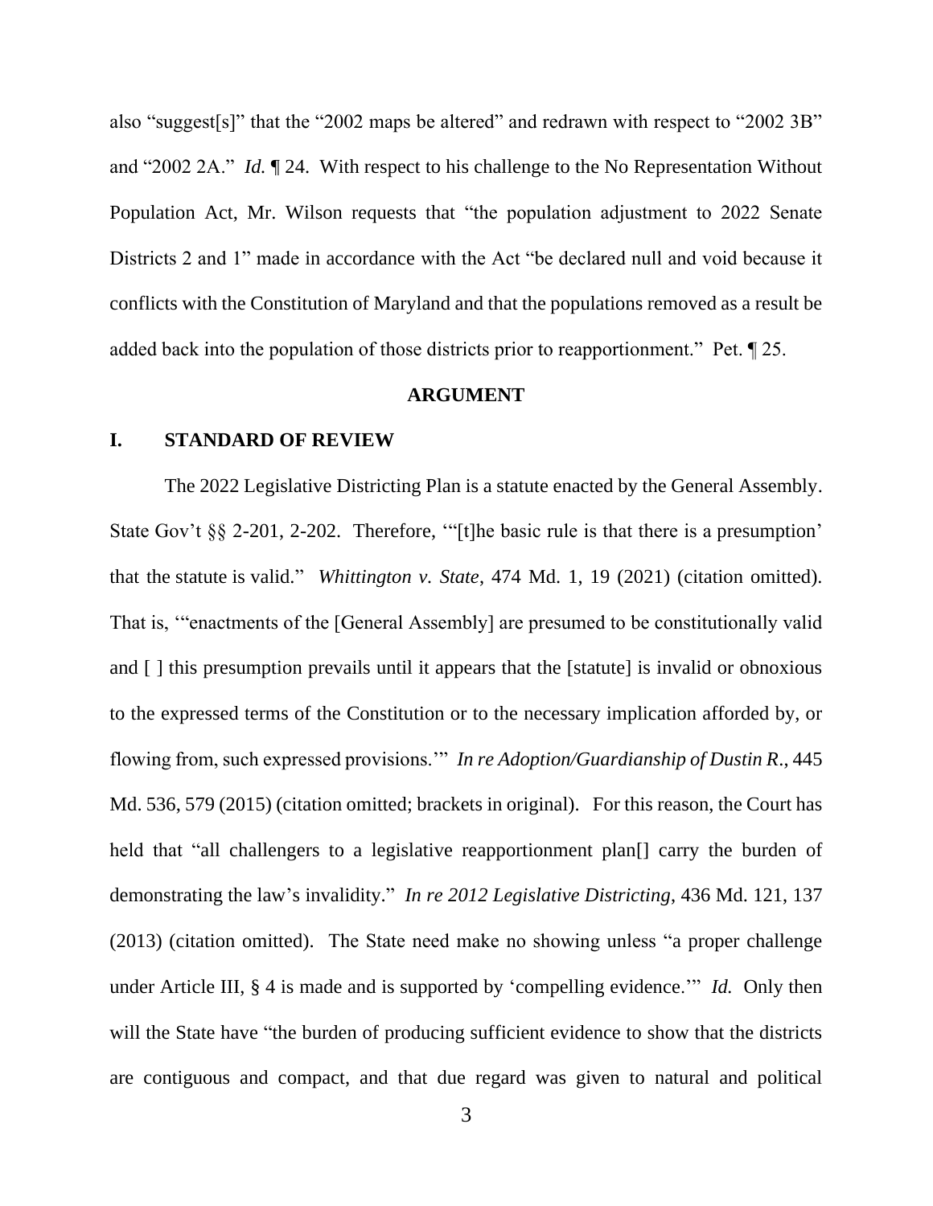also "suggest[s]" that the "2002 maps be altered" and redrawn with respect to "2002 3B" and "2002 2A." *Id.* ¶ 24. With respect to his challenge to the No Representation Without Population Act, Mr. Wilson requests that "the population adjustment to 2022 Senate Districts 2 and 1" made in accordance with the Act "be declared null and void because it conflicts with the Constitution of Maryland and that the populations removed as a result be added back into the population of those districts prior to reapportionment." Pet. ¶ 25.

## ARGUMENT

### I. STANDARD OF REVIEW

The 2022 Legislative Districting Plan is a statute enacted by the General Assembly. State Gov't §§ 2-201, 2-202. Therefore, '"[t]he basic rule is that there is a presumption' that the statute is valid." *Whittington v. State*, 474 Md. 1, 19 (2021) (citation omitted). That is, '"enactments of the [General Assembly] are presumed to be constitutionally valid and [ ] this presumption prevails until it appears that the [statute] is invalid or obnoxious to the expressed terms of the Constitution or to the necessary implication afforded by, or flowing from, such expressed provisions.'" *In re Adoption/Guardianship of Dustin R.*, 445 Md. 536, 579 (2015) (citation omitted; brackets in original). For this reason, the Court has held that "all challengers to a legislative reapportionment plan[] carry the burden of demonstrating the law's invalidity." *In re 2012 Legislative Districting*, 436 Md. 121, 137 (2013) (citation omitted). The State need make no showing unless "a proper challenge under Article III, § 4 is made and is supported by 'compelling evidence.'" *Id.* Only then will the State have "the burden of producing sufficient evidence to show that the districts are contiguous and compact, and that due regard was given to natural and political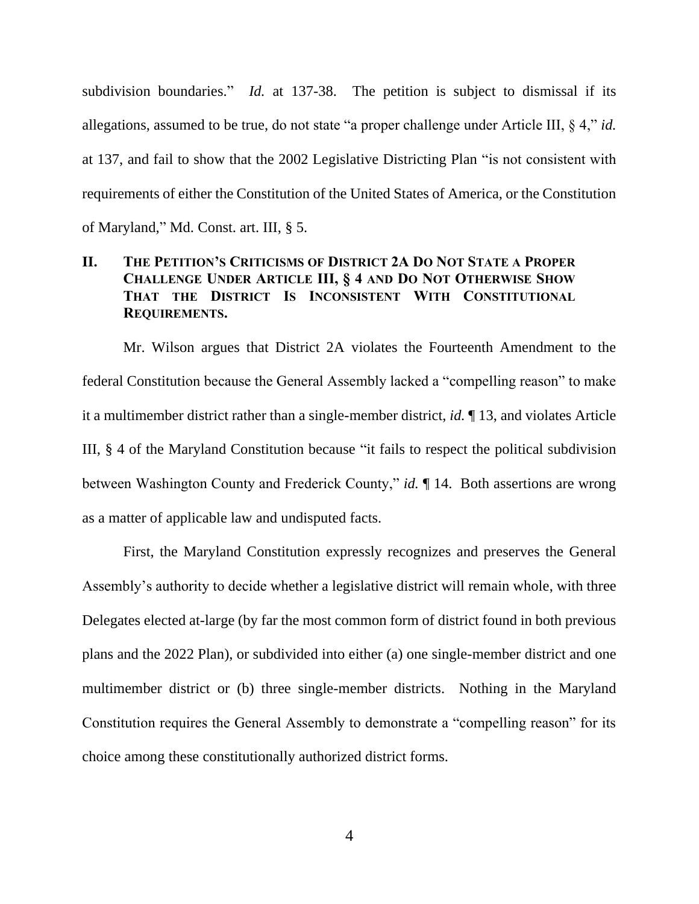subdivision boundaries." *Id.* at 137-38. The petition is subject to dismissal if its allegations, assumed to be true, do not state "a proper challenge under Article III, § 4," *id.* at 137, and fail to show that the 2002 Legislative Districting Plan "is not consistent with requirements of either the Constitution of the United States of America, or the Constitution of Maryland," Md. Const. art. III, § 5.

## II. THE PETITION'S CRITICISMS OF DISTRICT 2A DO NOT STATE A PROPER CHALLENGE UNDER ARTICLE III, § 4 AND DO NOT OTHERWISE SHOW THAT THE DISTRICT IS INCONSISTENT WITH CONSTITUTIONAL REQUIREMENTS.

Mr. Wilson argues that District 2A violates the Fourteenth Amendment to the federal Constitution because the General Assembly lacked a "compelling reason" to make it a multimember district rather than a single-member district, *id.* ¶ 13, and violates Article III, § 4 of the Maryland Constitution because "it fails to respect the political subdivision between Washington County and Frederick County," *id.* ¶ 14. Both assertions are wrong as a matter of applicable law and undisputed facts.

First, the Maryland Constitution expressly recognizes and preserves the General Assembly's authority to decide whether a legislative district will remain whole, with three Delegates elected at-large (by far the most common form of district found in both previous plans and the 2022 Plan), or subdivided into either (a) one single-member district and one multimember district or (b) three single-member districts. Nothing in the Maryland Constitution requires the General Assembly to demonstrate a "compelling reason" for its choice among these constitutionally authorized district forms.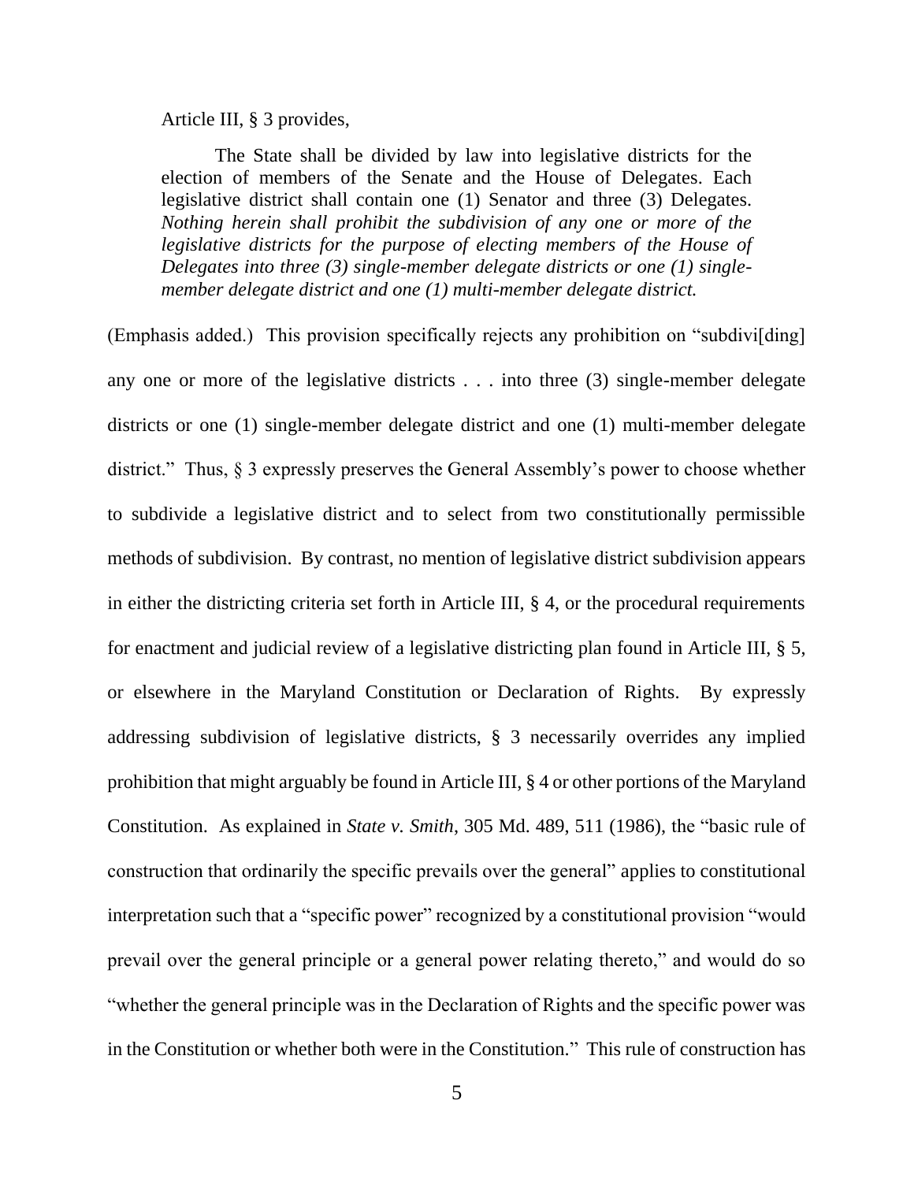Article III, § 3 provides,

> The State shall be divided by law into legislative districts for the election of members of the Senate and the House of Delegates. Each legislative district shall contain one (1) Senator and three (3) Delegates. *Nothing herein shall prohibit the subdivision of any one or more of the legislative districts for the purpose of electing members of the House of Delegates into three (3) single-member delegate districts or one (1) single-member delegate district and one (1) multi-member delegate district.*

(Emphasis added.) This provision specifically rejects any prohibition on "subdivi[ding] any one or more of the legislative districts . . . into three (3) single-member delegate districts or one (1) single-member delegate district and one (1) multi-member delegate district." Thus, § 3 expressly preserves the General Assembly's power to choose whether to subdivide a legislative district and to select from two constitutionally permissible methods of subdivision. By contrast, no mention of legislative district subdivision appears in either the districting criteria set forth in Article III, § 4, or the procedural requirements for enactment and judicial review of a legislative districting plan found in Article III, § 5, or elsewhere in the Maryland Constitution or Declaration of Rights. By expressly addressing subdivision of legislative districts, § 3 necessarily overrides any implied prohibition that might arguably be found in Article III, § 4 or other portions of the Maryland Constitution. As explained in *State v. Smith*, 305 Md. 489, 511 (1986), the "basic rule of construction that ordinarily the specific prevails over the general" applies to constitutional interpretation such that a "specific power" recognized by a constitutional provision "would prevail over the general principle or a general power relating thereto," and would do so "whether the general principle was in the Declaration of Rights and the specific power was in the Constitution or whether both were in the Constitution." This rule of construction has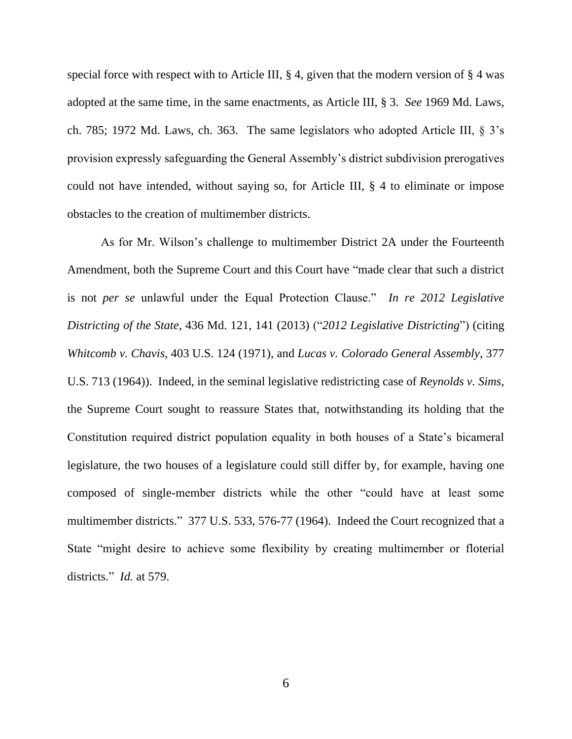special force with respect with to Article III, § 4, given that the modern version of § 4 was adopted at the same time, in the same enactments, as Article III, § 3. *See* 1969 Md. Laws, ch. 785; 1972 Md. Laws, ch. 363. The same legislators who adopted Article III, § 3's provision expressly safeguarding the General Assembly's district subdivision prerogatives could not have intended, without saying so, for Article III, § 4 to eliminate or impose obstacles to the creation of multimember districts.

As for Mr. Wilson's challenge to multimember District 2A under the Fourteenth Amendment, both the Supreme Court and this Court have "made clear that such a district is not *per se* unlawful under the Equal Protection Clause." *In re 2012 Legislative Districting of the State*, 436 Md. 121, 141 (2013) ("*2012 Legislative Districting*") (citing *Whitcomb v. Chavis*, 403 U.S. 124 (1971), and *Lucas v. Colorado General Assembly*, 377 U.S. 713 (1964)). Indeed, in the seminal legislative redistricting case of *Reynolds v. Sims*, the Supreme Court sought to reassure States that, notwithstanding its holding that the Constitution required district population equality in both houses of a State's bicameral legislature, the two houses of a legislature could still differ by, for example, having one composed of single-member districts while the other "could have at least some multimember districts." 377 U.S. 533, 576-77 (1964). Indeed the Court recognized that a State "might desire to achieve some flexibility by creating multimember or floterial districts." *Id.* at 579.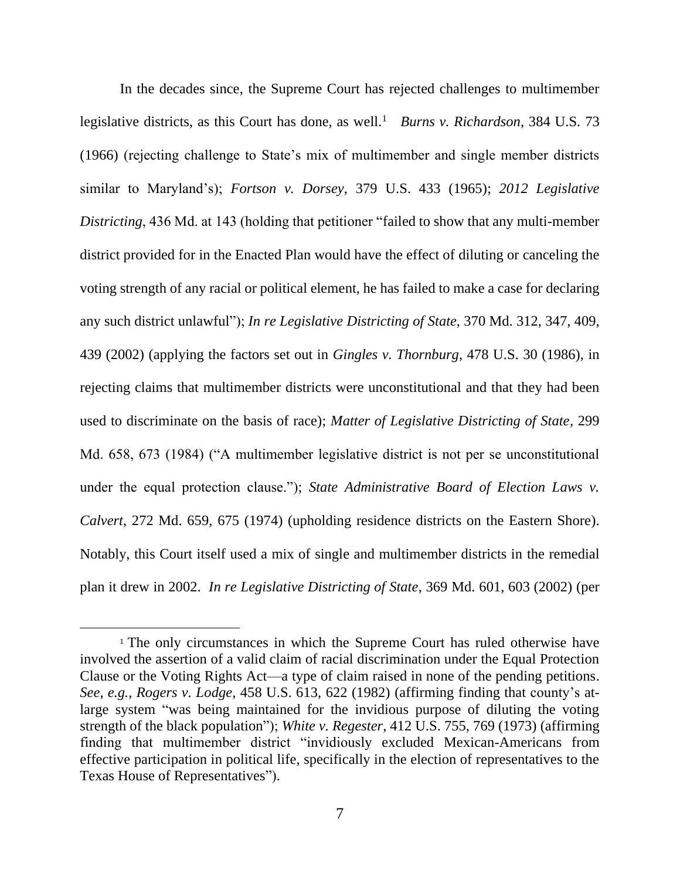In the decades since, the Supreme Court has rejected challenges to multimember legislative districts, as this Court has done, as well.[1] *Burns v. Richardson*, 384 U.S. 73 (1966) (rejecting challenge to State's mix of multimember and single member districts similar to Maryland's); *Fortson v. Dorsey*, 379 U.S. 433 (1965); *2012 Legislative Districting*, 436 Md. at 143 (holding that petitioner "failed to show that any multi-member district provided for in the Enacted Plan would have the effect of diluting or canceling the voting strength of any racial or political element, he has failed to make a case for declaring any such district unlawful"); *In re Legislative Districting of State*, 370 Md. 312, 347, 409, 439 (2002) (applying the factors set out in *Gingles v. Thornburg*, 478 U.S. 30 (1986), in rejecting claims that multimember districts were unconstitutional and that they had been used to discriminate on the basis of race); *Matter of Legislative Districting of State*, 299 Md. 658, 673 (1984) ("A multimember legislative district is not per se unconstitutional under the equal protection clause."); *State Administrative Board of Election Laws v. Calvert*, 272 Md. 659, 675 (1974) (upholding residence districts on the Eastern Shore). Notably, this Court itself used a mix of single and multimember districts in the remedial plan it drew in 2002. *In re Legislative Districting of State*, 369 Md. 601, 603 (2002) (per

---

[1] The only circumstances in which the Supreme Court has ruled otherwise have involved the assertion of a valid claim of racial discrimination under the Equal Protection Clause or the Voting Rights Act—a type of claim raised in none of the pending petitions. *See, e.g.*, *Rogers v. Lodge*, 458 U.S. 613, 622 (1982) (affirming finding that county's at-large system "was being maintained for the invidious purpose of diluting the voting strength of the black population"); *White v. Regester*, 412 U.S. 755, 769 (1973) (affirming finding that multimember district "invidiously excluded Mexican-Americans from effective participation in political life, specifically in the election of representatives to the Texas House of Representatives").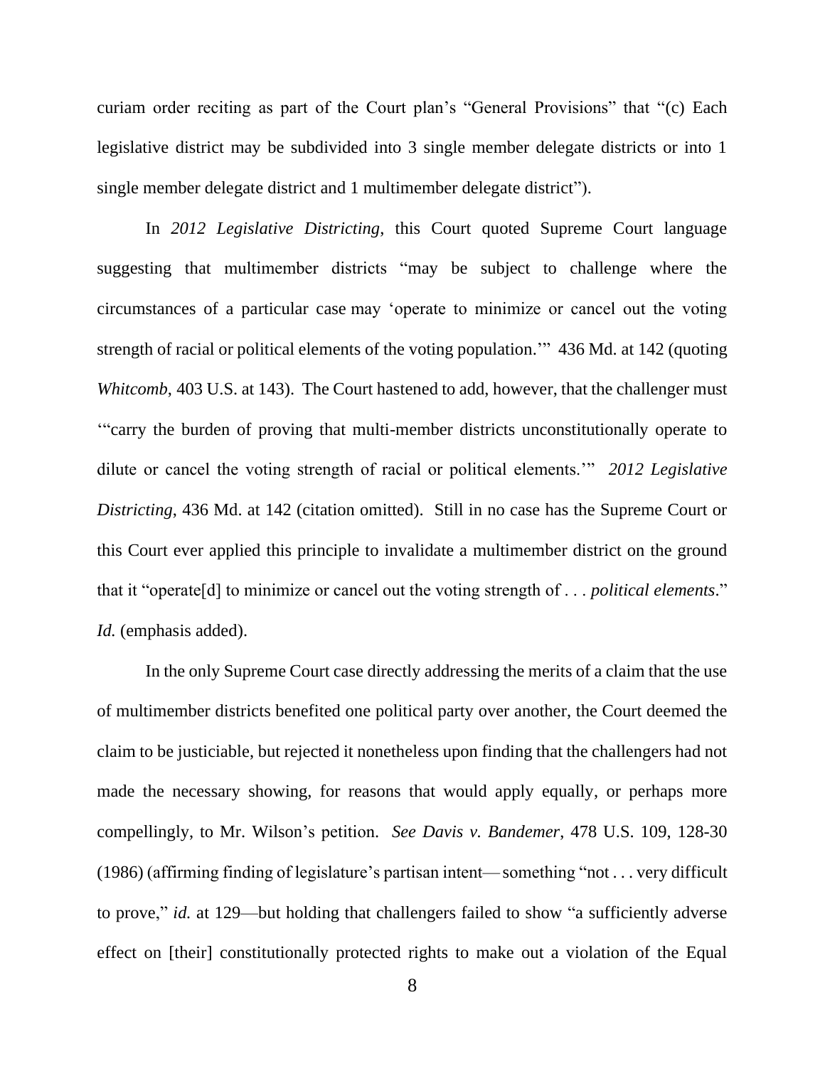curiam order reciting as part of the Court plan's "General Provisions" that "(c) Each legislative district may be subdivided into 3 single member delegate districts or into 1 single member delegate district and 1 multimember delegate district").

In *2012 Legislative Districting*, this Court quoted Supreme Court language suggesting that multimember districts "may be subject to challenge where the circumstances of a particular case may 'operate to minimize or cancel out the voting strength of racial or political elements of the voting population.'" 436 Md. at 142 (quoting *Whitcomb*, 403 U.S. at 143). The Court hastened to add, however, that the challenger must '"carry the burden of proving that multi-member districts unconstitutionally operate to dilute or cancel the voting strength of racial or political elements.'" *2012 Legislative Districting*, 436 Md. at 142 (citation omitted). Still in no case has the Supreme Court or this Court ever applied this principle to invalidate a multimember district on the ground that it "operate[d] to minimize or cancel out the voting strength of . . . *political elements*." *Id.* (emphasis added).

In the only Supreme Court case directly addressing the merits of a claim that the use of multimember districts benefited one political party over another, the Court deemed the claim to be justiciable, but rejected it nonetheless upon finding that the challengers had not made the necessary showing, for reasons that would apply equally, or perhaps more compellingly, to Mr. Wilson's petition. *See Davis v. Bandemer*, 478 U.S. 109, 128-30 (1986) (affirming finding of legislature's partisan intent—something "not . . . very difficult to prove," *id.* at 129—but holding that challengers failed to show "a sufficiently adverse effect on [their] constitutionally protected rights to make out a violation of the Equal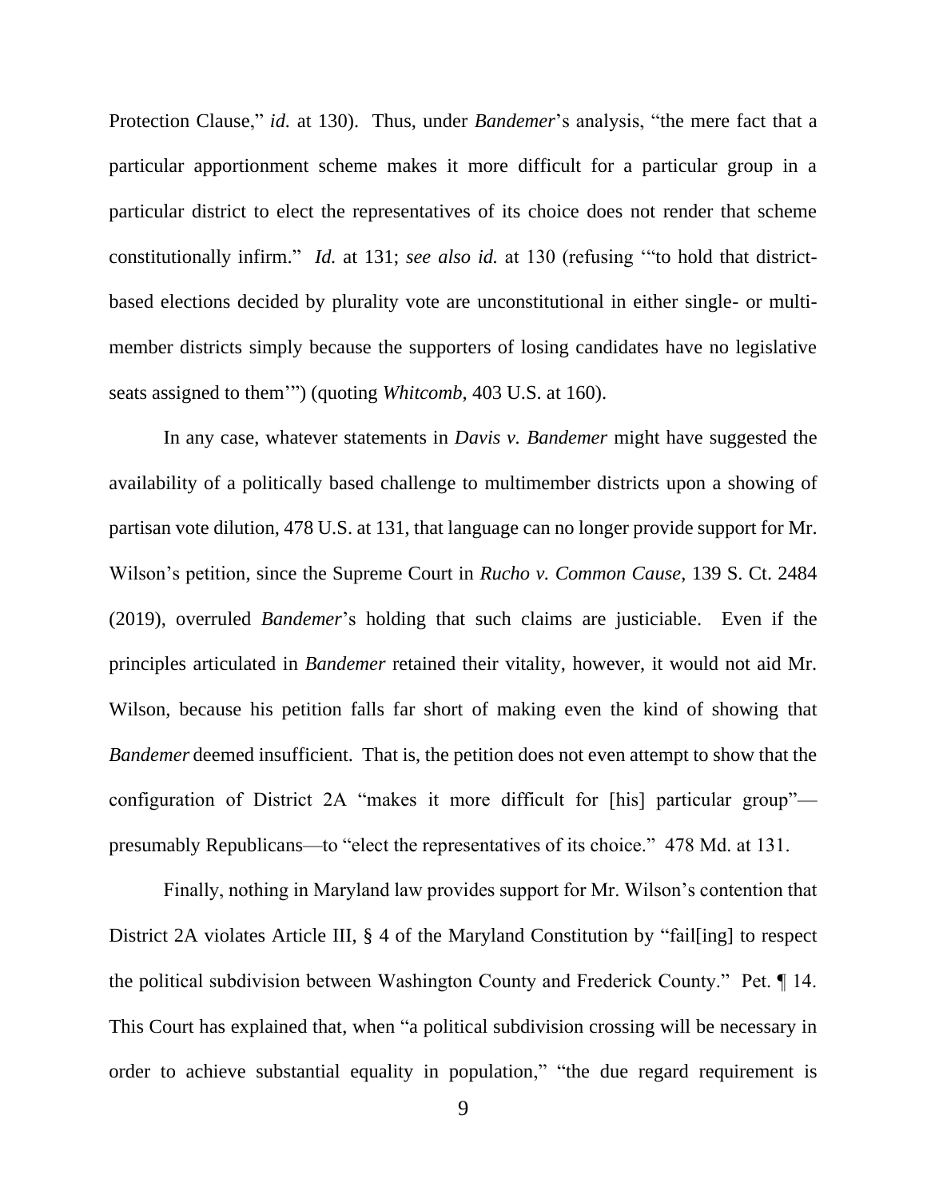Protection Clause," *id.* at 130). Thus, under *Bandemer*'s analysis, "the mere fact that a particular apportionment scheme makes it more difficult for a particular group in a particular district to elect the representatives of its choice does not render that scheme constitutionally infirm." *Id.* at 131; *see also id.* at 130 (refusing '"to hold that district-based elections decided by plurality vote are unconstitutional in either single- or multi-member districts simply because the supporters of losing candidates have no legislative seats assigned to them'") (quoting *Whitcomb*, 403 U.S. at 160).

In any case, whatever statements in *Davis v. Bandemer* might have suggested the availability of a politically based challenge to multimember districts upon a showing of partisan vote dilution, 478 U.S. at 131, that language can no longer provide support for Mr. Wilson's petition, since the Supreme Court in *Rucho v. Common Cause*, 139 S. Ct. 2484 (2019), overruled *Bandemer*'s holding that such claims are justiciable. Even if the principles articulated in *Bandemer* retained their vitality, however, it would not aid Mr. Wilson, because his petition falls far short of making even the kind of showing that *Bandemer* deemed insufficient. That is, the petition does not even attempt to show that the configuration of District 2A "makes it more difficult for [his] particular group"—presumably Republicans—to "elect the representatives of its choice." 478 Md. at 131.

Finally, nothing in Maryland law provides support for Mr. Wilson's contention that District 2A violates Article III, § 4 of the Maryland Constitution by "fail[ing] to respect the political subdivision between Washington County and Frederick County." Pet. ¶ 14. This Court has explained that, when "a political subdivision crossing will be necessary in order to achieve substantial equality in population," "the due regard requirement is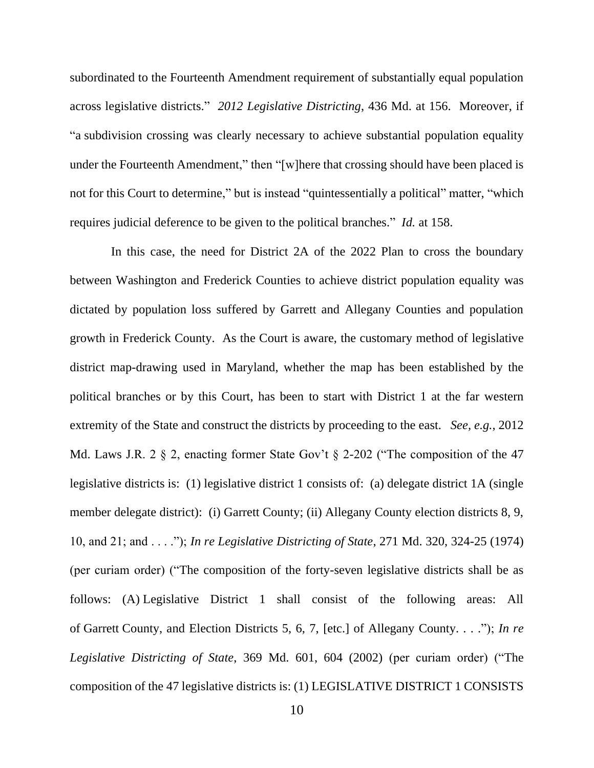subordinated to the Fourteenth Amendment requirement of substantially equal population across legislative districts." *2012 Legislative Districting*, 436 Md. at 156. Moreover, if "a subdivision crossing was clearly necessary to achieve substantial population equality under the Fourteenth Amendment," then "[w]here that crossing should have been placed is not for this Court to determine," but is instead "quintessentially a political" matter, "which requires judicial deference to be given to the political branches." *Id.* at 158.

In this case, the need for District 2A of the 2022 Plan to cross the boundary between Washington and Frederick Counties to achieve district population equality was dictated by population loss suffered by Garrett and Allegany Counties and population growth in Frederick County. As the Court is aware, the customary method of legislative district map-drawing used in Maryland, whether the map has been established by the political branches or by this Court, has been to start with District 1 at the far western extremity of the State and construct the districts by proceeding to the east. *See, e.g.*, 2012 Md. Laws J.R. 2 § 2, enacting former State Gov't § 2-202 ("The composition of the 47 legislative districts is: (1) legislative district 1 consists of: (a) delegate district 1A (single member delegate district): (i) Garrett County; (ii) Allegany County election districts 8, 9, 10, and 21; and . . . ."); *In re Legislative Districting of State*, 271 Md. 320, 324-25 (1974) (per curiam order) ("The composition of the forty-seven legislative districts shall be as follows: (A) Legislative District 1 shall consist of the following areas: All of Garrett County, and Election Districts 5, 6, 7, [etc.] of Allegany County. . . ."); *In re Legislative Districting of State*, 369 Md. 601, 604 (2002) (per curiam order) ("The composition of the 47 legislative districts is: (1) LEGISLATIVE DISTRICT 1 CONSISTS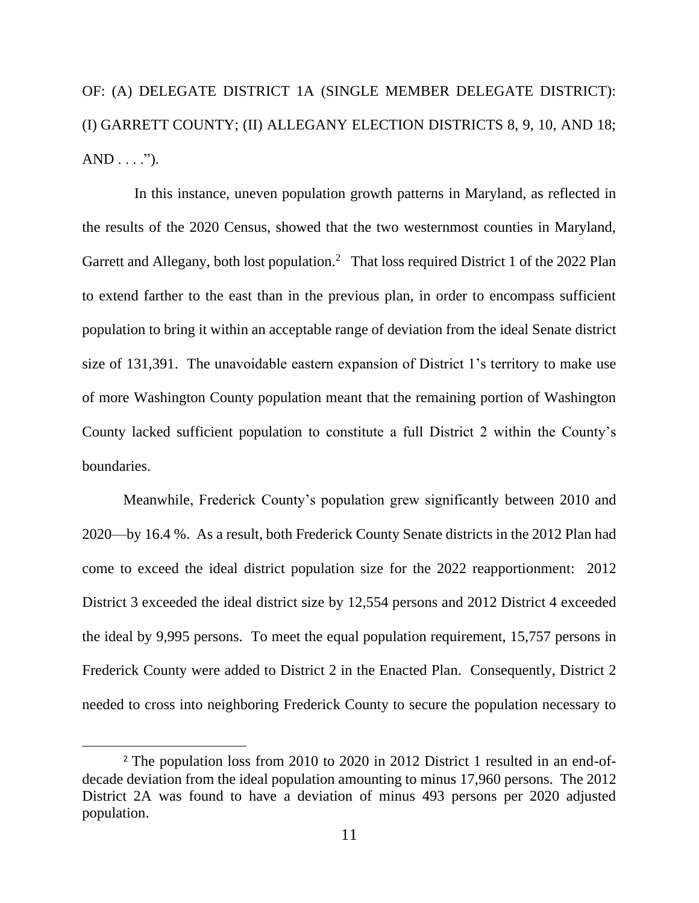OF: (A) DELEGATE DISTRICT 1A (SINGLE MEMBER DELEGATE DISTRICT): (I) GARRETT COUNTY; (II) ALLEGANY ELECTION DISTRICTS 8, 9, 10, AND 18; AND . . . .").

In this instance, uneven population growth patterns in Maryland, as reflected in the results of the 2020 Census, showed that the two westernmost counties in Maryland, Garrett and Allegany, both lost population.[2] That loss required District 1 of the 2022 Plan to extend farther to the east than in the previous plan, in order to encompass sufficient population to bring it within an acceptable range of deviation from the ideal Senate district size of 131,391. The unavoidable eastern expansion of District 1's territory to make use of more Washington County population meant that the remaining portion of Washington County lacked sufficient population to constitute a full District 2 within the County's boundaries.

Meanwhile, Frederick County's population grew significantly between 2010 and 2020—by 16.4 %. As a result, both Frederick County Senate districts in the 2012 Plan had come to exceed the ideal district population size for the 2022 reapportionment: 2012 District 3 exceeded the ideal district size by 12,554 persons and 2012 District 4 exceeded the ideal by 9,995 persons. To meet the equal population requirement, 15,757 persons in Frederick County were added to District 2 in the Enacted Plan. Consequently, District 2 needed to cross into neighboring Frederick County to secure the population necessary to

[2] The population loss from 2010 to 2020 in 2012 District 1 resulted in an end-of-decade deviation from the ideal population amounting to minus 17,960 persons. The 2012 District 2A was found to have a deviation of minus 493 persons per 2020 adjusted population.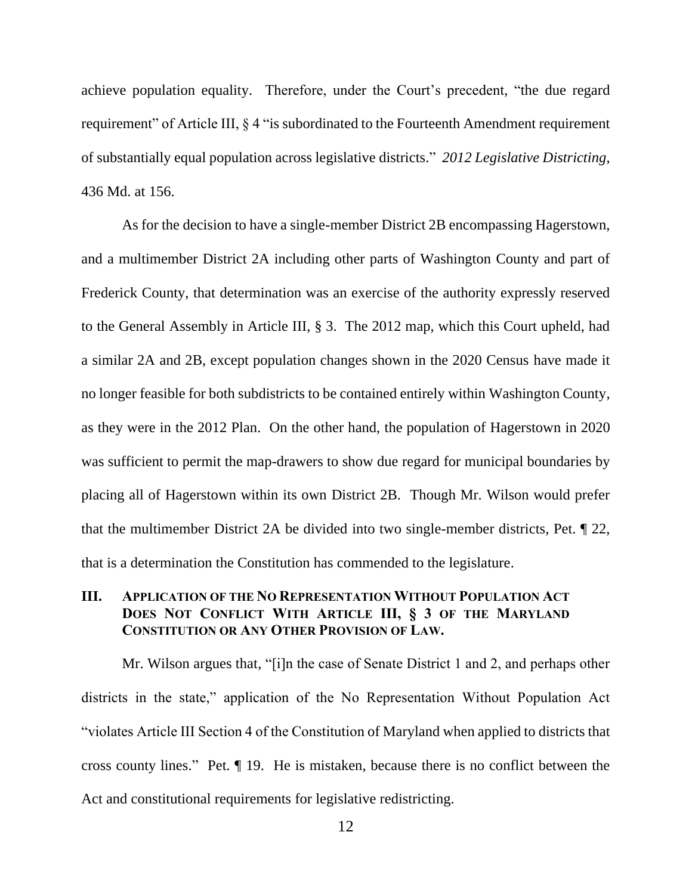achieve population equality. Therefore, under the Court's precedent, "the due regard requirement" of Article III, § 4 "is subordinated to the Fourteenth Amendment requirement of substantially equal population across legislative districts." *2012 Legislative Districting*, 436 Md. at 156.

As for the decision to have a single-member District 2B encompassing Hagerstown, and a multimember District 2A including other parts of Washington County and part of Frederick County, that determination was an exercise of the authority expressly reserved to the General Assembly in Article III, § 3. The 2012 map, which this Court upheld, had a similar 2A and 2B, except population changes shown in the 2020 Census have made it no longer feasible for both subdistricts to be contained entirely within Washington County, as they were in the 2012 Plan. On the other hand, the population of Hagerstown in 2020 was sufficient to permit the map-drawers to show due regard for municipal boundaries by placing all of Hagerstown within its own District 2B. Though Mr. Wilson would prefer that the multimember District 2A be divided into two single-member districts, Pet. ¶ 22, that is a determination the Constitution has commended to the legislature.

## III. Application of the No Representation Without Population Act Does Not Conflict With Article III, § 3 of the Maryland Constitution or Any Other Provision of Law.

Mr. Wilson argues that, "[i]n the case of Senate District 1 and 2, and perhaps other districts in the state," application of the No Representation Without Population Act "violates Article III Section 4 of the Constitution of Maryland when applied to districts that cross county lines." Pet. ¶ 19. He is mistaken, because there is no conflict between the Act and constitutional requirements for legislative redistricting.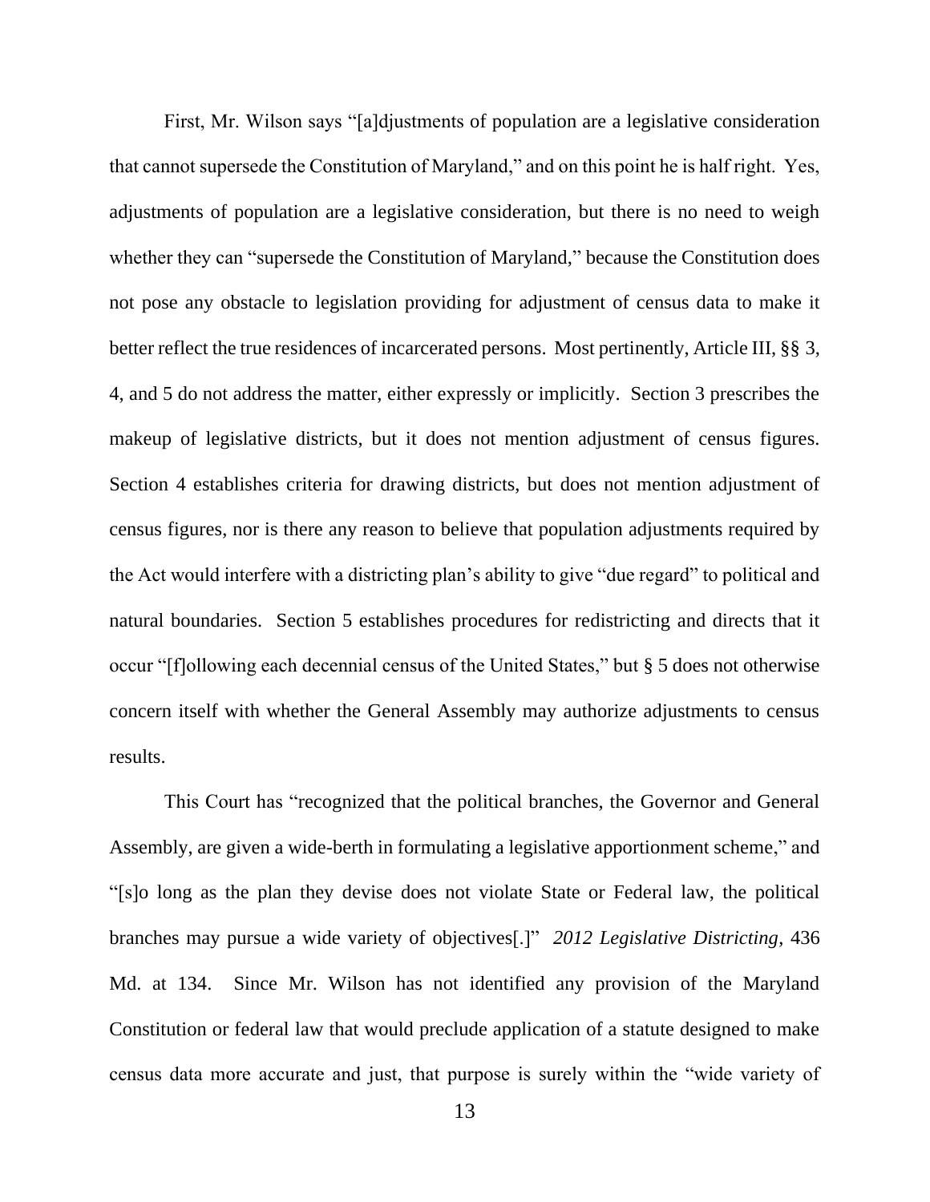First, Mr. Wilson says "[a]djustments of population are a legislative consideration that cannot supersede the Constitution of Maryland," and on this point he is half right. Yes, adjustments of population are a legislative consideration, but there is no need to weigh whether they can "supersede the Constitution of Maryland," because the Constitution does not pose any obstacle to legislation providing for adjustment of census data to make it better reflect the true residences of incarcerated persons. Most pertinently, Article III, §§ 3, 4, and 5 do not address the matter, either expressly or implicitly. Section 3 prescribes the makeup of legislative districts, but it does not mention adjustment of census figures. Section 4 establishes criteria for drawing districts, but does not mention adjustment of census figures, nor is there any reason to believe that population adjustments required by the Act would interfere with a districting plan's ability to give "due regard" to political and natural boundaries. Section 5 establishes procedures for redistricting and directs that it occur "[f]ollowing each decennial census of the United States," but § 5 does not otherwise concern itself with whether the General Assembly may authorize adjustments to census results.

This Court has "recognized that the political branches, the Governor and General Assembly, are given a wide-berth in formulating a legislative apportionment scheme," and "[s]o long as the plan they devise does not violate State or Federal law, the political branches may pursue a wide variety of objectives[.]" *2012 Legislative Districting*, 436 Md. at 134. Since Mr. Wilson has not identified any provision of the Maryland Constitution or federal law that would preclude application of a statute designed to make census data more accurate and just, that purpose is surely within the "wide variety of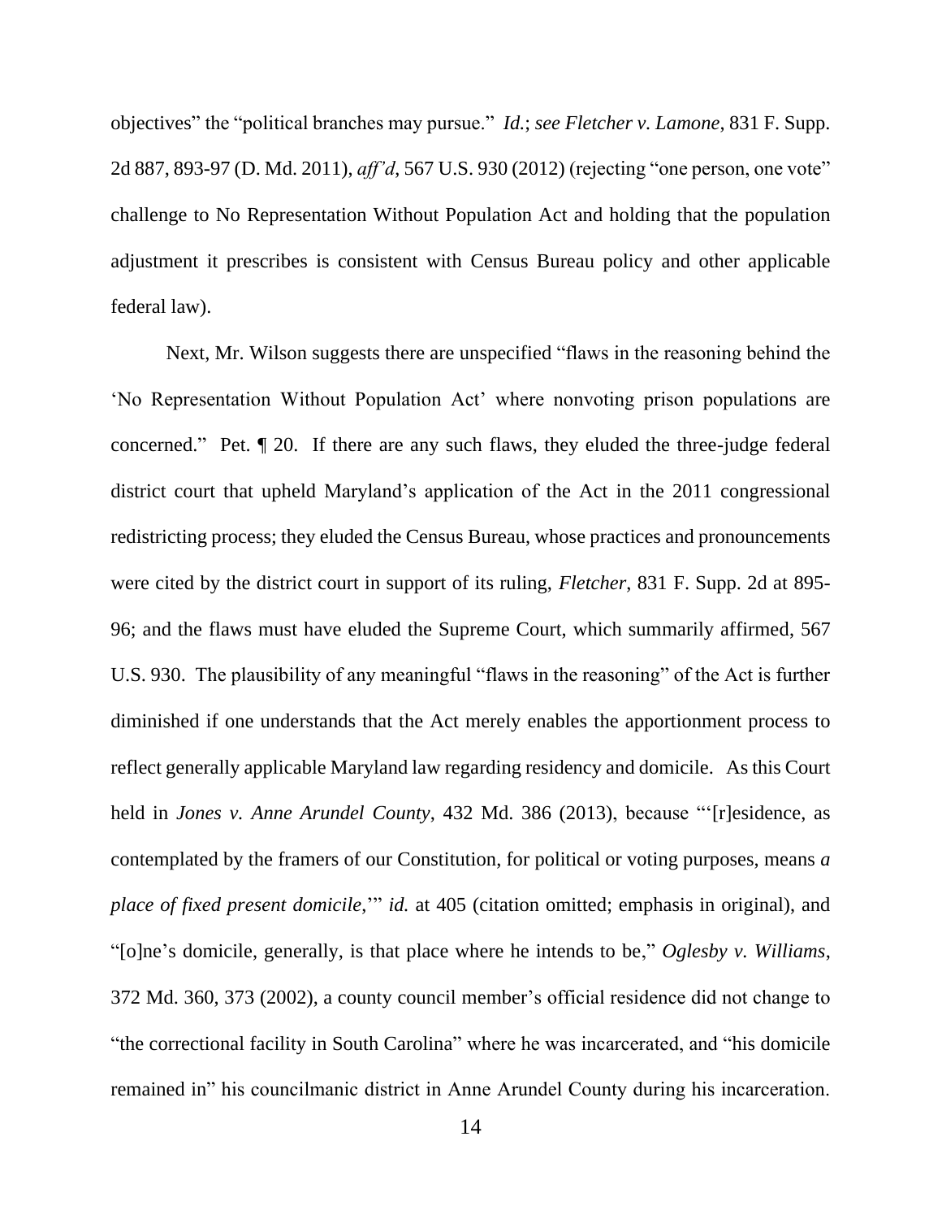objectives" the "political branches may pursue." *Id.*; *see Fletcher v. Lamone*, 831 F. Supp. 2d 887, 893-97 (D. Md. 2011), *aff'd*, 567 U.S. 930 (2012) (rejecting "one person, one vote" challenge to No Representation Without Population Act and holding that the population adjustment it prescribes is consistent with Census Bureau policy and other applicable federal law).

Next, Mr. Wilson suggests there are unspecified "flaws in the reasoning behind the 'No Representation Without Population Act' where nonvoting prison populations are concerned." Pet. ¶ 20. If there are any such flaws, they eluded the three-judge federal district court that upheld Maryland's application of the Act in the 2011 congressional redistricting process; they eluded the Census Bureau, whose practices and pronouncements were cited by the district court in support of its ruling, *Fletcher*, 831 F. Supp. 2d at 895-96; and the flaws must have eluded the Supreme Court, which summarily affirmed, 567 U.S. 930. The plausibility of any meaningful "flaws in the reasoning" of the Act is further diminished if one understands that the Act merely enables the apportionment process to reflect generally applicable Maryland law regarding residency and domicile. As this Court held in *Jones v. Anne Arundel County*, 432 Md. 386 (2013), because "'[r]esidence, as contemplated by the framers of our Constitution, for political or voting purposes, means *a place of fixed present domicile*,'" *id.* at 405 (citation omitted; emphasis in original), and "[o]ne's domicile, generally, is that place where he intends to be," *Oglesby v. Williams*, 372 Md. 360, 373 (2002), a county council member's official residence did not change to "the correctional facility in South Carolina" where he was incarcerated, and "his domicile remained in" his councilmanic district in Anne Arundel County during his incarceration.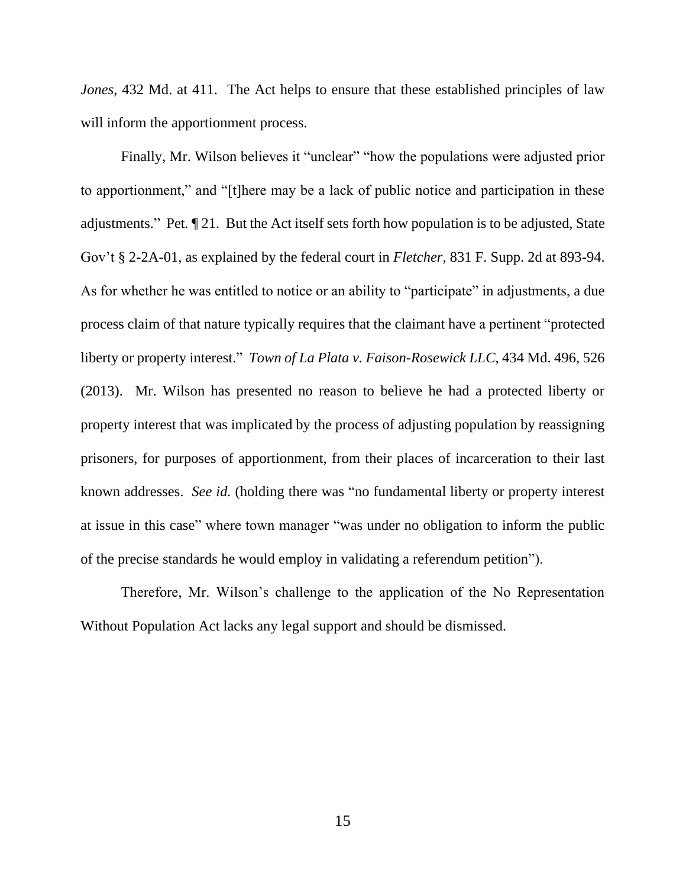*Jones*, 432 Md. at 411. The Act helps to ensure that these established principles of law will inform the apportionment process.

Finally, Mr. Wilson believes it "unclear" "how the populations were adjusted prior to apportionment," and "[t]here may be a lack of public notice and participation in these adjustments." Pet. ¶ 21. But the Act itself sets forth how population is to be adjusted, State Gov't § 2-2A-01, as explained by the federal court in *Fletcher*, 831 F. Supp. 2d at 893-94. As for whether he was entitled to notice or an ability to "participate" in adjustments, a due process claim of that nature typically requires that the claimant have a pertinent "protected liberty or property interest." *Town of La Plata v. Faison-Rosewick LLC*, 434 Md. 496, 526 (2013). Mr. Wilson has presented no reason to believe he had a protected liberty or property interest that was implicated by the process of adjusting population by reassigning prisoners, for purposes of apportionment, from their places of incarceration to their last known addresses. *See id.* (holding there was "no fundamental liberty or property interest at issue in this case" where town manager "was under no obligation to inform the public of the precise standards he would employ in validating a referendum petition").

Therefore, Mr. Wilson's challenge to the application of the No Representation Without Population Act lacks any legal support and should be dismissed.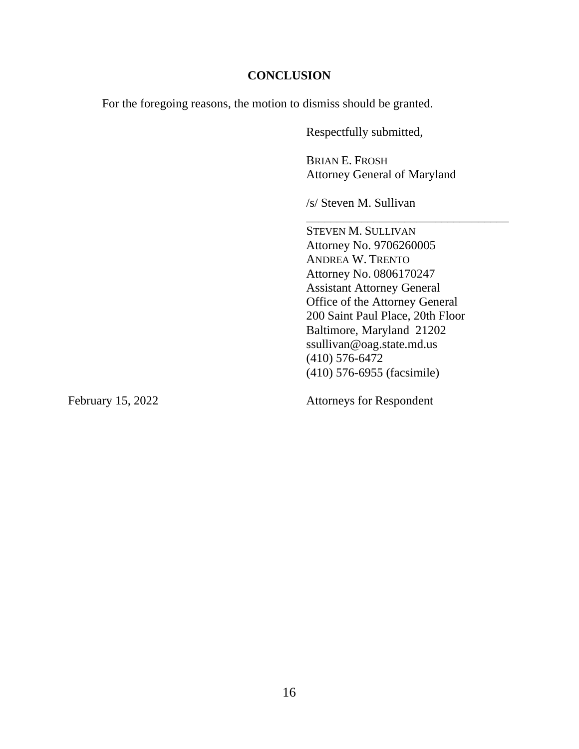## CONCLUSION

For the foregoing reasons, the motion to dismiss should be granted.

Respectfully submitted,

BRIAN E. FROSH
Attorney General of Maryland

/s/ Steven M. Sullivan
\_\_\_\_\_\_\_\_\_\_\_\_\_\_\_\_\_\_\_\_\_\_\_\_\_\_\_\_\_\_\_\_\_\_
STEVEN M. SULLIVAN
Attorney No. 9706260005
ANDREA W. TRENTO
Attorney No. 0806170247
Assistant Attorney General
Office of the Attorney General
200 Saint Paul Place, 20th Floor
Baltimore, Maryland 21202
ssullivan@oag.state.md.us
(410) 576-6472
(410) 576-6955 (facsimile)

February 15, 2022

Attorneys for Respondent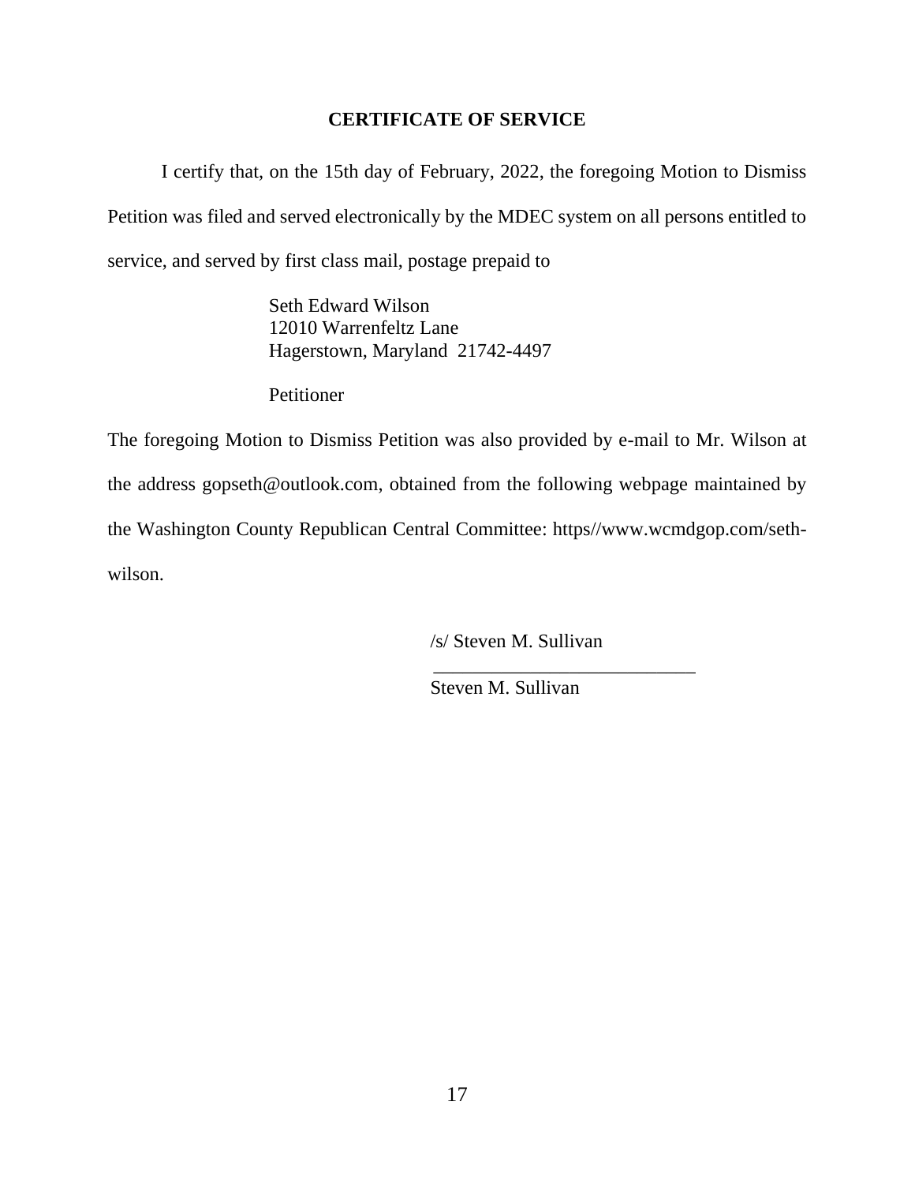**CERTIFICATE OF SERVICE**

I certify that, on the 15th day of February, 2022, the foregoing Motion to Dismiss Petition was filed and served electronically by the MDEC system on all persons entitled to service, and served by first class mail, postage prepaid to

Seth Edward Wilson
12010 Warrenfeltz Lane
Hagerstown, Maryland 21742-4497

Petitioner

The foregoing Motion to Dismiss Petition was also provided by e-mail to Mr. Wilson at the address gopseth@outlook.com, obtained from the following webpage maintained by the Washington County Republican Central Committee: https//www.wcmdgop.com/seth-wilson.

/s/ Steven M. Sullivan
___________________________
Steven M. Sullivan